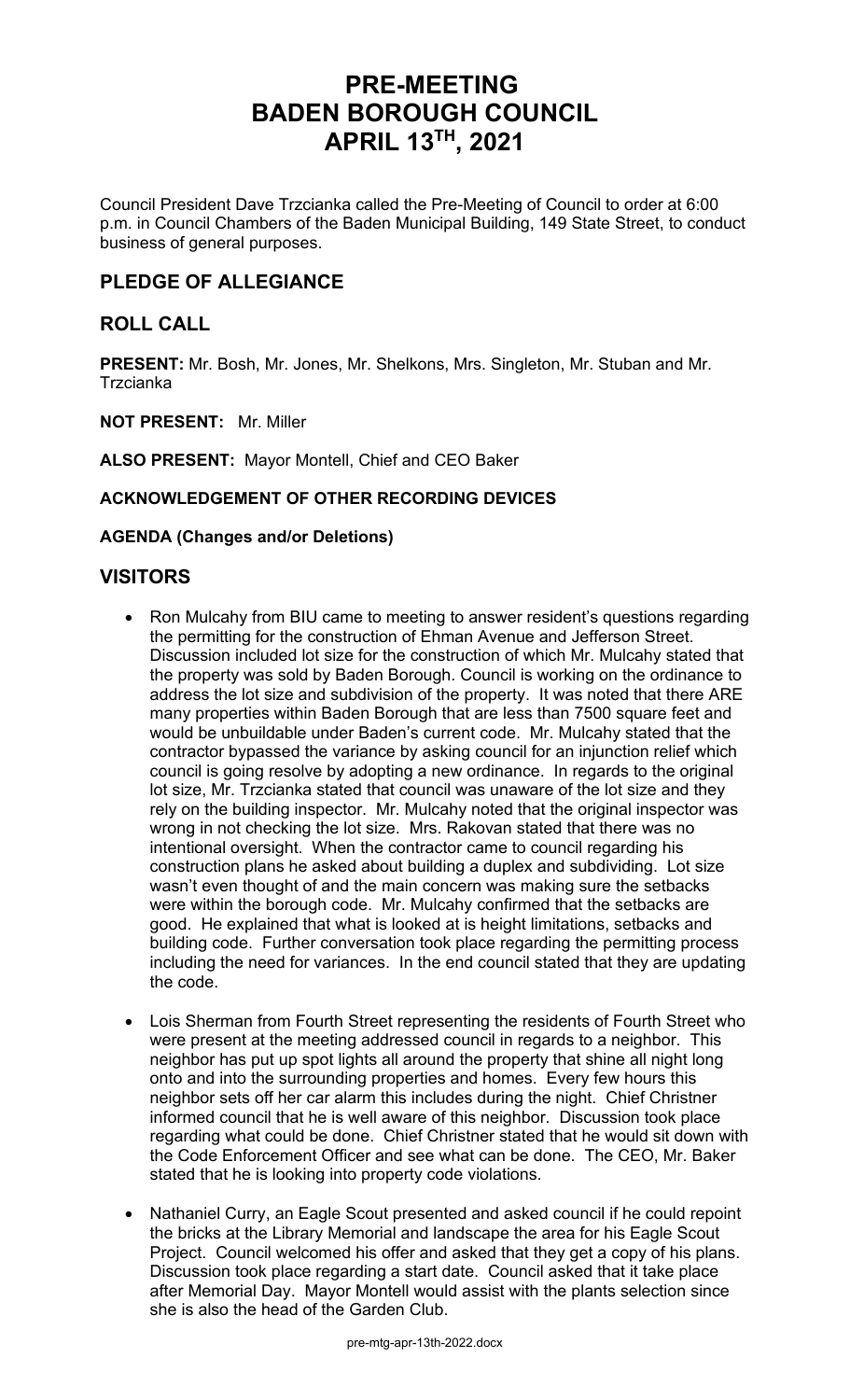# PRE-MEETING
# BADEN BOROUGH COUNCIL
# APRIL 13TH, 2021

Council President Dave Trzcianka called the Pre-Meeting of Council to order at 6:00 p.m. in Council Chambers of the Baden Municipal Building, 149 State Street, to conduct business of general purposes.

## PLEDGE OF ALLEGIANCE

## ROLL CALL

**PRESENT:** Mr. Bosh, Mr. Jones, Mr. Shelkons, Mrs. Singleton, Mr. Stuban and Mr. Trzcianka

**NOT PRESENT:** Mr. Miller

**ALSO PRESENT:** Mayor Montell, Chief and CEO Baker

**ACKNOWLEDGEMENT OF OTHER RECORDING DEVICES**

**AGENDA (Changes and/or Deletions)**

## VISITORS

- Ron Mulcahy from BIU came to meeting to answer resident's questions regarding the permitting for the construction of Ehman Avenue and Jefferson Street. Discussion included lot size for the construction of which Mr. Mulcahy stated that the property was sold by Baden Borough. Council is working on the ordinance to address the lot size and subdivision of the property. It was noted that there ARE many properties within Baden Borough that are less than 7500 square feet and would be unbuildable under Baden's current code. Mr. Mulcahy stated that the contractor bypassed the variance by asking council for an injunction relief which council is going resolve by adopting a new ordinance. In regards to the original lot size, Mr. Trzcianka stated that council was unaware of the lot size and they rely on the building inspector. Mr. Mulcahy noted that the original inspector was wrong in not checking the lot size. Mrs. Rakovan stated that there was no intentional oversight. When the contractor came to council regarding his construction plans he asked about building a duplex and subdividing. Lot size wasn't even thought of and the main concern was making sure the setbacks were within the borough code. Mr. Mulcahy confirmed that the setbacks are good. He explained that what is looked at is height limitations, setbacks and building code. Further conversation took place regarding the permitting process including the need for variances. In the end council stated that they are updating the code.

- Lois Sherman from Fourth Street representing the residents of Fourth Street who were present at the meeting addressed council in regards to a neighbor. This neighbor has put up spot lights all around the property that shine all night long onto and into the surrounding properties and homes. Every few hours this neighbor sets off her car alarm this includes during the night. Chief Christner informed council that he is well aware of this neighbor. Discussion took place regarding what could be done. Chief Christner stated that he would sit down with the Code Enforcement Officer and see what can be done. The CEO, Mr. Baker stated that he is looking into property code violations.

- Nathaniel Curry, an Eagle Scout presented and asked council if he could repoint the bricks at the Library Memorial and landscape the area for his Eagle Scout Project. Council welcomed his offer and asked that they get a copy of his plans. Discussion took place regarding a start date. Council asked that it take place after Memorial Day. Mayor Montell would assist with the plants selection since she is also the head of the Garden Club.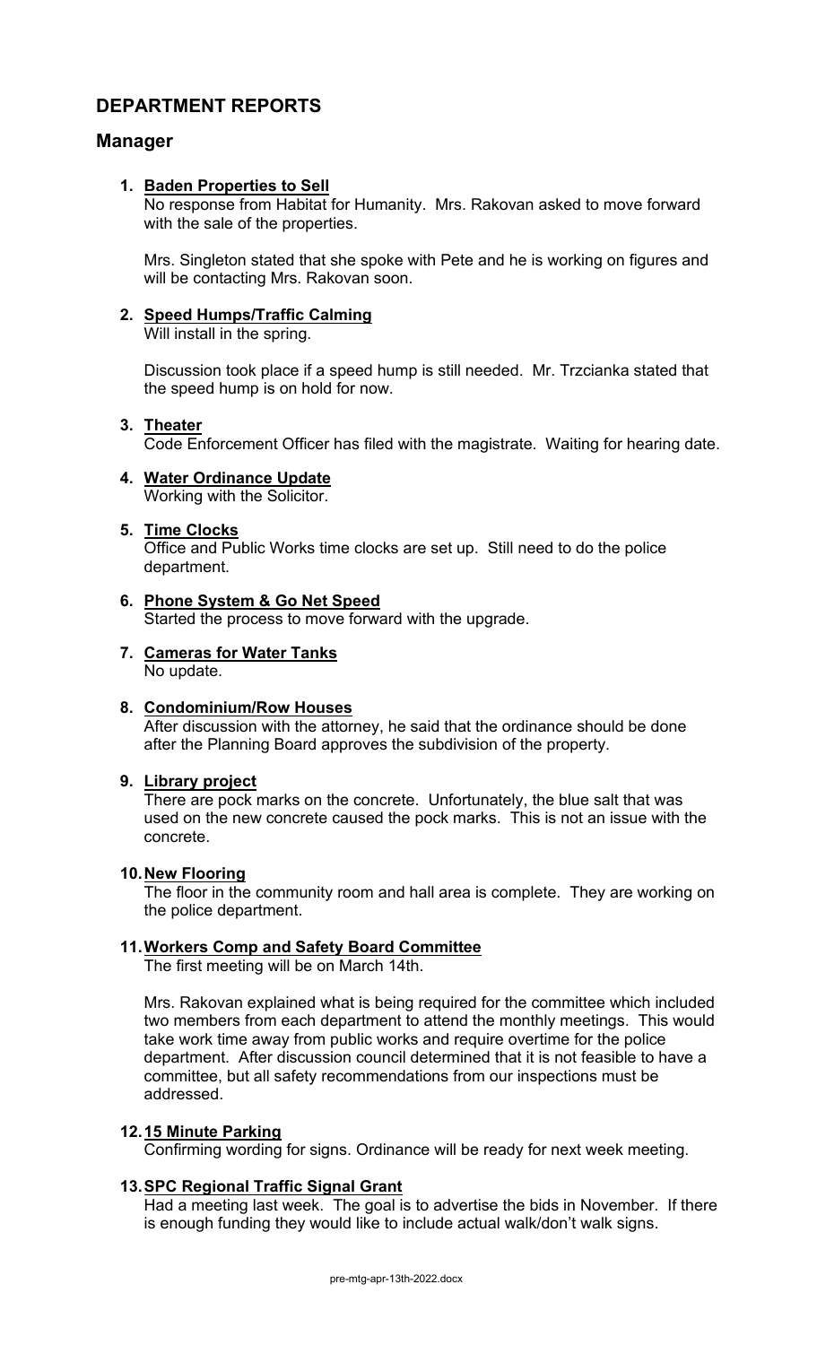# DEPARTMENT REPORTS

## Manager

1. **Baden Properties to Sell**

   No response from Habitat for Humanity. Mrs. Rakovan asked to move forward with the sale of the properties.

   Mrs. Singleton stated that she spoke with Pete and he is working on figures and will be contacting Mrs. Rakovan soon.

2. **Speed Humps/Traffic Calming**

   Will install in the spring.

   Discussion took place if a speed hump is still needed. Mr. Trzcianka stated that the speed hump is on hold for now.

3. **Theater**

   Code Enforcement Officer has filed with the magistrate. Waiting for hearing date.

4. **Water Ordinance Update**

   Working with the Solicitor.

5. **Time Clocks**

   Office and Public Works time clocks are set up. Still need to do the police department.

6. **Phone System & Go Net Speed**

   Started the process to move forward with the upgrade.

7. **Cameras for Water Tanks**

   No update.

8. **Condominium/Row Houses**

   After discussion with the attorney, he said that the ordinance should be done after the Planning Board approves the subdivision of the property.

9. **Library project**

   There are pock marks on the concrete. Unfortunately, the blue salt that was used on the new concrete caused the pock marks. This is not an issue with the concrete.

10. **New Flooring**

    The floor in the community room and hall area is complete. They are working on the police department.

11. **Workers Comp and Safety Board Committee**

    The first meeting will be on March 14th.

    Mrs. Rakovan explained what is being required for the committee which included two members from each department to attend the monthly meetings. This would take work time away from public works and require overtime for the police department. After discussion council determined that it is not feasible to have a committee, but all safety recommendations from our inspections must be addressed.

12. **15 Minute Parking**

    Confirming wording for signs. Ordinance will be ready for next week meeting.

13. **SPC Regional Traffic Signal Grant**

    Had a meeting last week. The goal is to advertise the bids in November. If there is enough funding they would like to include actual walk/don't walk signs.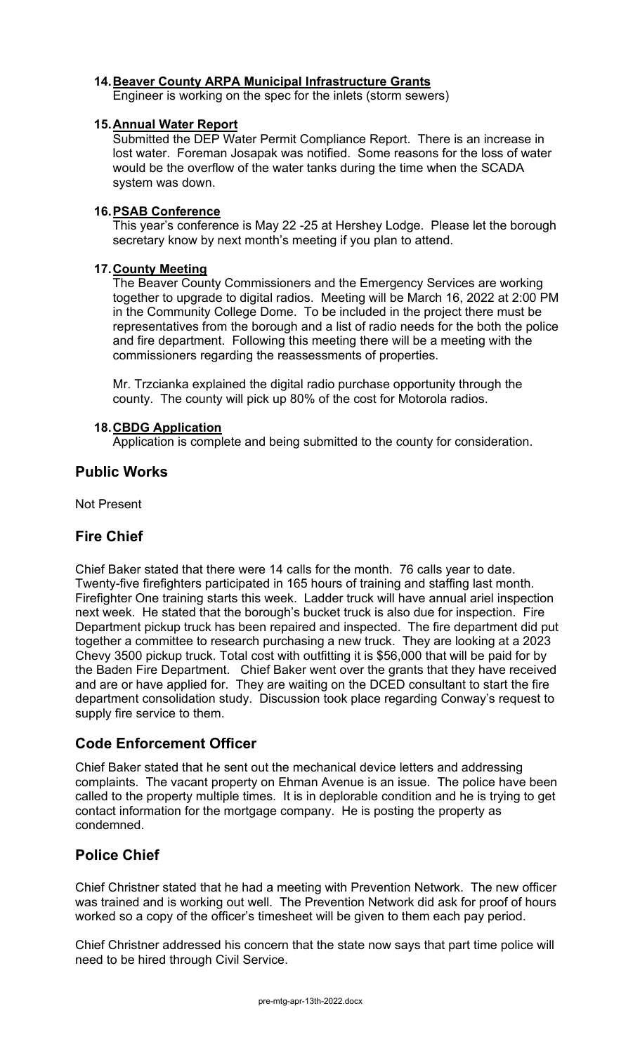**14. Beaver County ARPA Municipal Infrastructure Grants**
Engineer is working on the spec for the inlets (storm sewers)

**15. Annual Water Report**
Submitted the DEP Water Permit Compliance Report. There is an increase in lost water. Foreman Josapak was notified. Some reasons for the loss of water would be the overflow of the water tanks during the time when the SCADA system was down.

**16. PSAB Conference**
This year's conference is May 22 -25 at Hershey Lodge. Please let the borough secretary know by next month's meeting if you plan to attend.

**17. County Meeting**
The Beaver County Commissioners and the Emergency Services are working together to upgrade to digital radios. Meeting will be March 16, 2022 at 2:00 PM in the Community College Dome. To be included in the project there must be representatives from the borough and a list of radio needs for the both the police and fire department. Following this meeting there will be a meeting with the commissioners regarding the reassessments of properties.

Mr. Trzcianka explained the digital radio purchase opportunity through the county. The county will pick up 80% of the cost for Motorola radios.

**18. CBDG Application**
Application is complete and being submitted to the county for consideration.

## Public Works

Not Present

## Fire Chief

Chief Baker stated that there were 14 calls for the month. 76 calls year to date. Twenty-five firefighters participated in 165 hours of training and staffing last month. Firefighter One training starts this week. Ladder truck will have annual ariel inspection next week. He stated that the borough's bucket truck is also due for inspection. Fire Department pickup truck has been repaired and inspected. The fire department did put together a committee to research purchasing a new truck. They are looking at a 2023 Chevy 3500 pickup truck. Total cost with outfitting it is $56,000 that will be paid for by the Baden Fire Department. Chief Baker went over the grants that they have received and are or have applied for. They are waiting on the DCED consultant to start the fire department consolidation study. Discussion took place regarding Conway's request to supply fire service to them.

## Code Enforcement Officer

Chief Baker stated that he sent out the mechanical device letters and addressing complaints. The vacant property on Ehman Avenue is an issue. The police have been called to the property multiple times. It is in deplorable condition and he is trying to get contact information for the mortgage company. He is posting the property as condemned.

## Police Chief

Chief Christner stated that he had a meeting with Prevention Network. The new officer was trained and is working out well. The Prevention Network did ask for proof of hours worked so a copy of the officer's timesheet will be given to them each pay period.

Chief Christner addressed his concern that the state now says that part time police will need to be hired through Civil Service.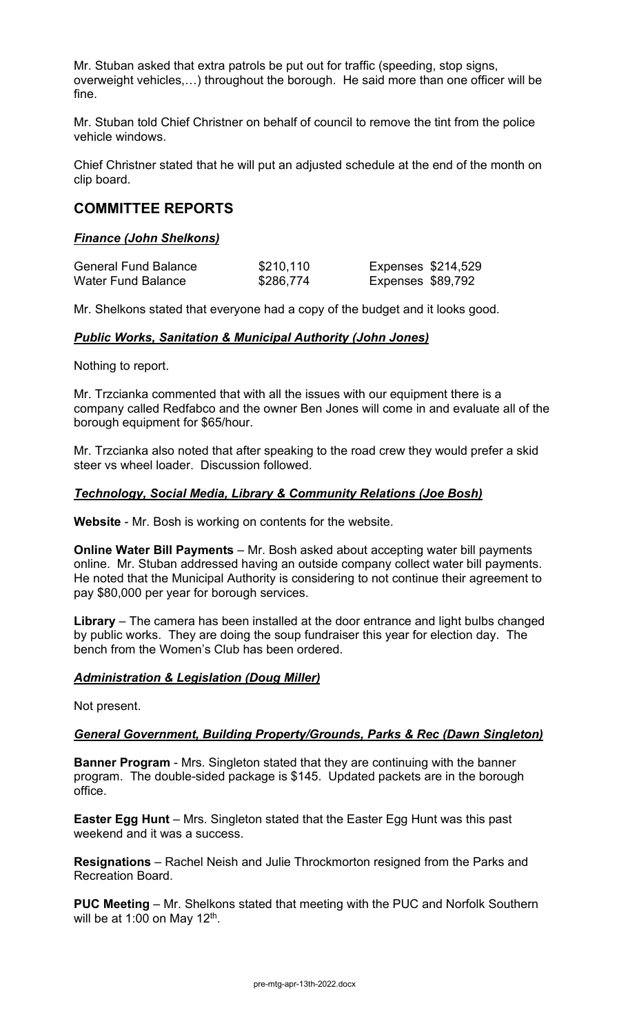Mr. Stuban asked that extra patrols be put out for traffic (speeding, stop signs, overweight vehicles,…) throughout the borough. He said more than one officer will be fine.

Mr. Stuban told Chief Christner on behalf of council to remove the tint from the police vehicle windows.

Chief Christner stated that he will put an adjusted schedule at the end of the month on clip board.

## COMMITTEE REPORTS

### ***Finance (John Shelkons)***

| | | | |
|---|---|---|---|
| General Fund Balance | $210,110 | Expenses | $214,529 |
| Water Fund Balance | $286,774 | Expenses | $89,792 |

Mr. Shelkons stated that everyone had a copy of the budget and it looks good.

### ***Public Works, Sanitation & Municipal Authority (John Jones)***

Nothing to report.

Mr. Trzcianka commented that with all the issues with our equipment there is a company called Redfabco and the owner Ben Jones will come in and evaluate all of the borough equipment for $65/hour.

Mr. Trzcianka also noted that after speaking to the road crew they would prefer a skid steer vs wheel loader. Discussion followed.

### ***Technology, Social Media, Library & Community Relations (Joe Bosh)***

**Website** - Mr. Bosh is working on contents for the website.

**Online Water Bill Payments** – Mr. Bosh asked about accepting water bill payments online. Mr. Stuban addressed having an outside company collect water bill payments. He noted that the Municipal Authority is considering to not continue their agreement to pay $80,000 per year for borough services.

**Library** – The camera has been installed at the door entrance and light bulbs changed by public works. They are doing the soup fundraiser this year for election day. The bench from the Women's Club has been ordered.

### ***Administration & Legislation (Doug Miller)***

Not present.

### ***General Government, Building Property/Grounds, Parks & Rec (Dawn Singleton)***

**Banner Program** - Mrs. Singleton stated that they are continuing with the banner program. The double-sided package is $145. Updated packets are in the borough office.

**Easter Egg Hunt** – Mrs. Singleton stated that the Easter Egg Hunt was this past weekend and it was a success.

**Resignations** – Rachel Neish and Julie Throckmorton resigned from the Parks and Recreation Board.

**PUC Meeting** – Mr. Shelkons stated that meeting with the PUC and Norfolk Southern will be at 1:00 on May 12th.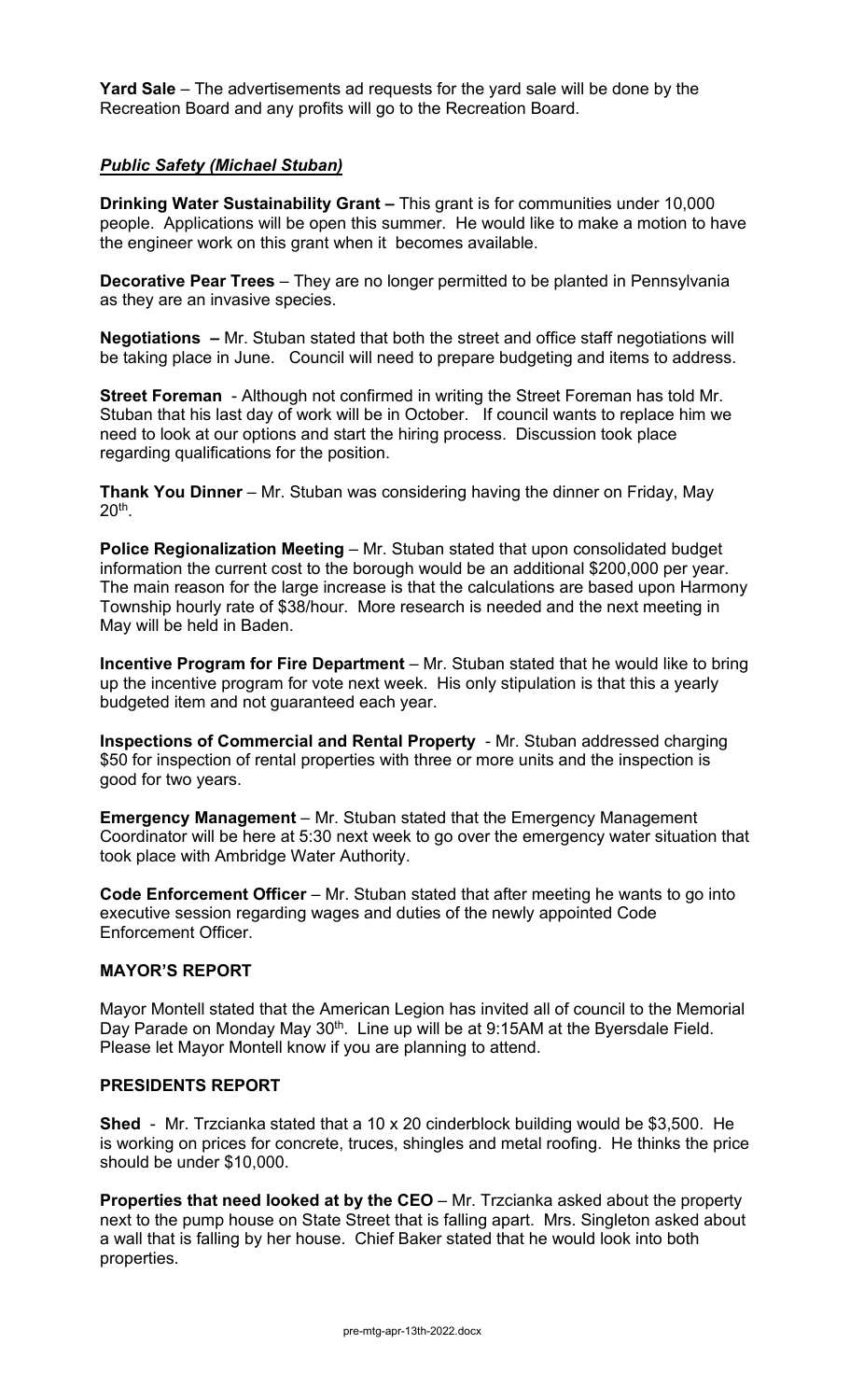**Yard Sale** – The advertisements ad requests for the yard sale will be done by the Recreation Board and any profits will go to the Recreation Board.

### ***Public Safety (Michael Stuban)***

**Drinking Water Sustainability Grant –** This grant is for communities under 10,000 people. Applications will be open this summer. He would like to make a motion to have the engineer work on this grant when it becomes available.

**Decorative Pear Trees** – They are no longer permitted to be planted in Pennsylvania as they are an invasive species.

**Negotiations –** Mr. Stuban stated that both the street and office staff negotiations will be taking place in June. Council will need to prepare budgeting and items to address.

**Street Foreman** - Although not confirmed in writing the Street Foreman has told Mr. Stuban that his last day of work will be in October. If council wants to replace him we need to look at our options and start the hiring process. Discussion took place regarding qualifications for the position.

**Thank You Dinner** – Mr. Stuban was considering having the dinner on Friday, May 20th.

**Police Regionalization Meeting** – Mr. Stuban stated that upon consolidated budget information the current cost to the borough would be an additional $200,000 per year. The main reason for the large increase is that the calculations are based upon Harmony Township hourly rate of $38/hour. More research is needed and the next meeting in May will be held in Baden.

**Incentive Program for Fire Department** – Mr. Stuban stated that he would like to bring up the incentive program for vote next week. His only stipulation is that this a yearly budgeted item and not guaranteed each year.

**Inspections of Commercial and Rental Property** - Mr. Stuban addressed charging $50 for inspection of rental properties with three or more units and the inspection is good for two years.

**Emergency Management** – Mr. Stuban stated that the Emergency Management Coordinator will be here at 5:30 next week to go over the emergency water situation that took place with Ambridge Water Authority.

**Code Enforcement Officer** – Mr. Stuban stated that after meeting he wants to go into executive session regarding wages and duties of the newly appointed Code Enforcement Officer.

## MAYOR'S REPORT

Mayor Montell stated that the American Legion has invited all of council to the Memorial Day Parade on Monday May 30th. Line up will be at 9:15AM at the Byersdale Field. Please let Mayor Montell know if you are planning to attend.

## PRESIDENTS REPORT

**Shed** - Mr. Trzcianka stated that a 10 x 20 cinderblock building would be $3,500. He is working on prices for concrete, truces, shingles and metal roofing. He thinks the price should be under $10,000.

**Properties that need looked at by the CEO** – Mr. Trzcianka asked about the property next to the pump house on State Street that is falling apart. Mrs. Singleton asked about a wall that is falling by her house. Chief Baker stated that he would look into both properties.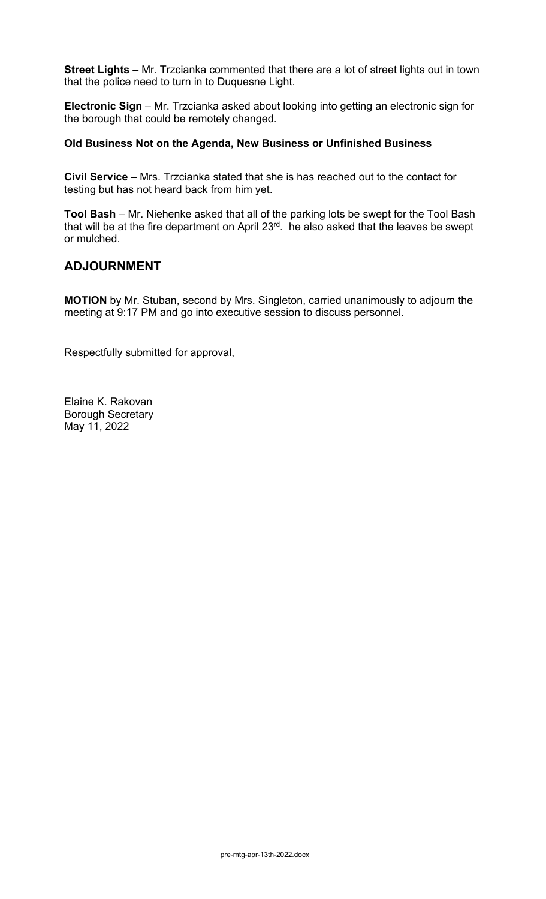**Street Lights** – Mr. Trzcianka commented that there are a lot of street lights out in town that the police need to turn in to Duquesne Light.

**Electronic Sign** – Mr. Trzcianka asked about looking into getting an electronic sign for the borough that could be remotely changed.

**Old Business Not on the Agenda, New Business or Unfinished Business**

**Civil Service** – Mrs. Trzcianka stated that she is has reached out to the contact for testing but has not heard back from him yet.

**Tool Bash** – Mr. Niehenke asked that all of the parking lots be swept for the Tool Bash that will be at the fire department on April 23rd. he also asked that the leaves be swept or mulched.

## ADJOURNMENT

**MOTION** by Mr. Stuban, second by Mrs. Singleton, carried unanimously to adjourn the meeting at 9:17 PM and go into executive session to discuss personnel.

Respectfully submitted for approval,

Elaine K. Rakovan
Borough Secretary
May 11, 2022

pre-mtg-apr-13th-2022.docx